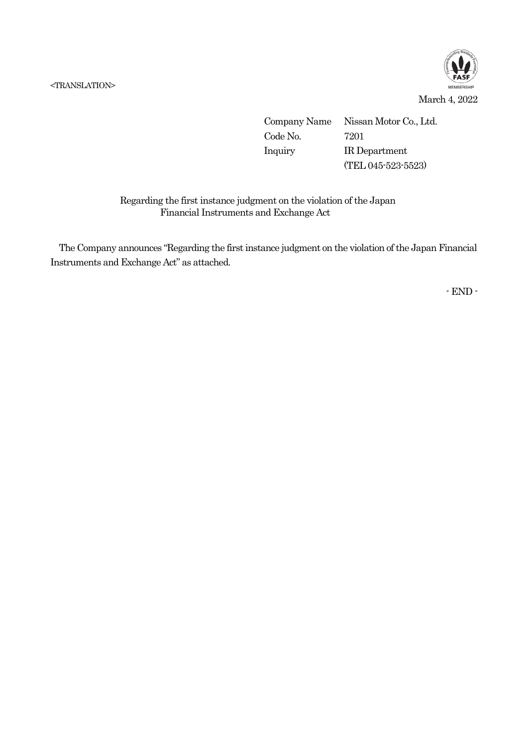<TRANSLATION>

March 4, 2022

| | |
|---|---|
| Company Name | Nissan Motor Co., Ltd. |
| Code No. | 7201 |
| Inquiry | IR Department |
| | (TEL 045-523-5523) |

## Regarding the first instance judgment on the violation of the Japan Financial Instruments and Exchange Act

The Company announces "Regarding the first instance judgment on the violation of the Japan Financial Instruments and Exchange Act" as attached.

- END -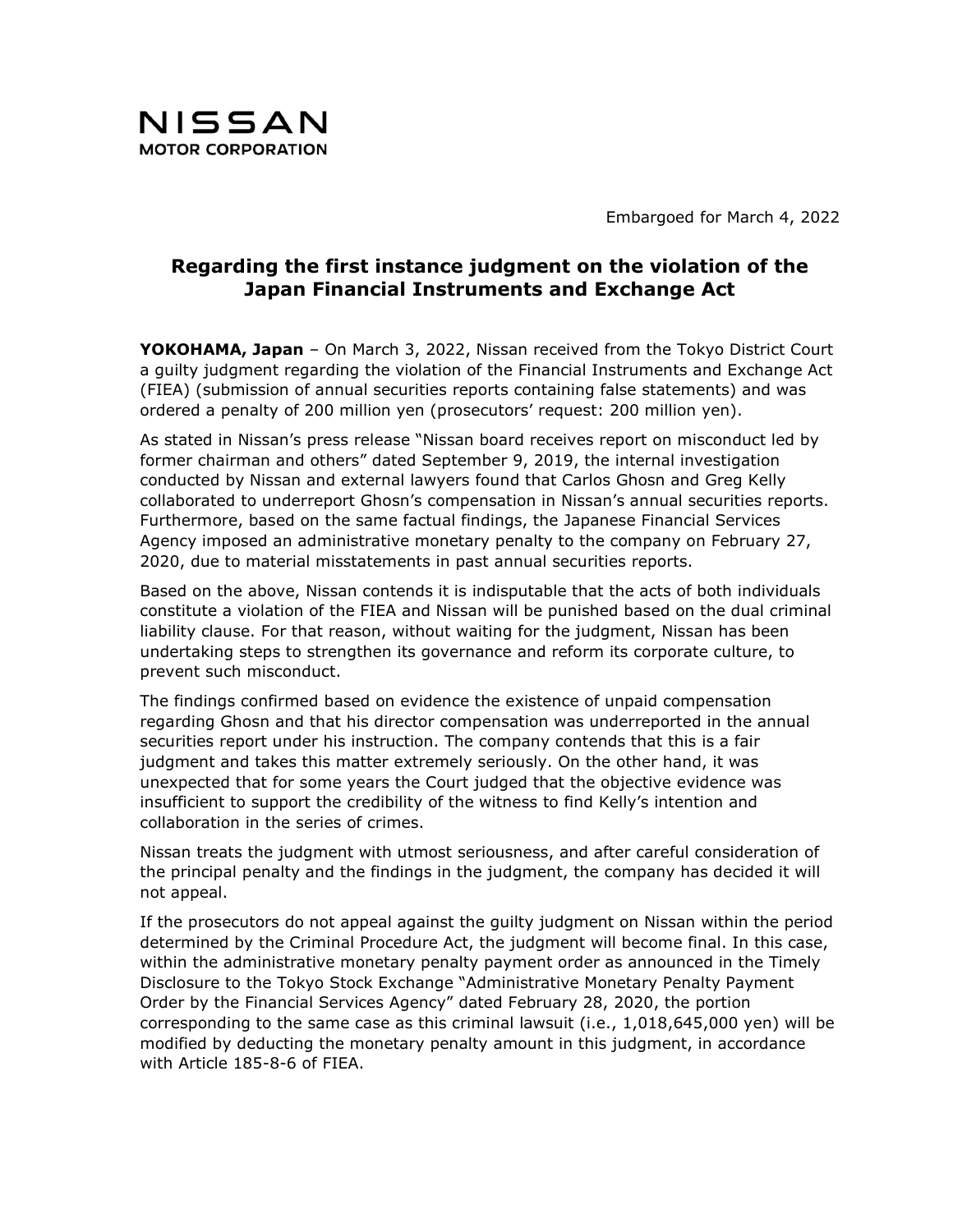NISSAN
MOTOR CORPORATION

Embargoed for March 4, 2022

## Regarding the first instance judgment on the violation of the Japan Financial Instruments and Exchange Act

**YOKOHAMA, Japan** – On March 3, 2022, Nissan received from the Tokyo District Court a guilty judgment regarding the violation of the Financial Instruments and Exchange Act (FIEA) (submission of annual securities reports containing false statements) and was ordered a penalty of 200 million yen (prosecutors' request: 200 million yen).

As stated in Nissan's press release "Nissan board receives report on misconduct led by former chairman and others" dated September 9, 2019, the internal investigation conducted by Nissan and external lawyers found that Carlos Ghosn and Greg Kelly collaborated to underreport Ghosn's compensation in Nissan's annual securities reports. Furthermore, based on the same factual findings, the Japanese Financial Services Agency imposed an administrative monetary penalty to the company on February 27, 2020, due to material misstatements in past annual securities reports.

Based on the above, Nissan contends it is indisputable that the acts of both individuals constitute a violation of the FIEA and Nissan will be punished based on the dual criminal liability clause. For that reason, without waiting for the judgment, Nissan has been undertaking steps to strengthen its governance and reform its corporate culture, to prevent such misconduct.

The findings confirmed based on evidence the existence of unpaid compensation regarding Ghosn and that his director compensation was underreported in the annual securities report under his instruction. The company contends that this is a fair judgment and takes this matter extremely seriously. On the other hand, it was unexpected that for some years the Court judged that the objective evidence was insufficient to support the credibility of the witness to find Kelly's intention and collaboration in the series of crimes.

Nissan treats the judgment with utmost seriousness, and after careful consideration of the principal penalty and the findings in the judgment, the company has decided it will not appeal.

If the prosecutors do not appeal against the guilty judgment on Nissan within the period determined by the Criminal Procedure Act, the judgment will become final. In this case, within the administrative monetary penalty payment order as announced in the Timely Disclosure to the Tokyo Stock Exchange "Administrative Monetary Penalty Payment Order by the Financial Services Agency" dated February 28, 2020, the portion corresponding to the same case as this criminal lawsuit (i.e., 1,018,645,000 yen) will be modified by deducting the monetary penalty amount in this judgment, in accordance with Article 185-8-6 of FIEA.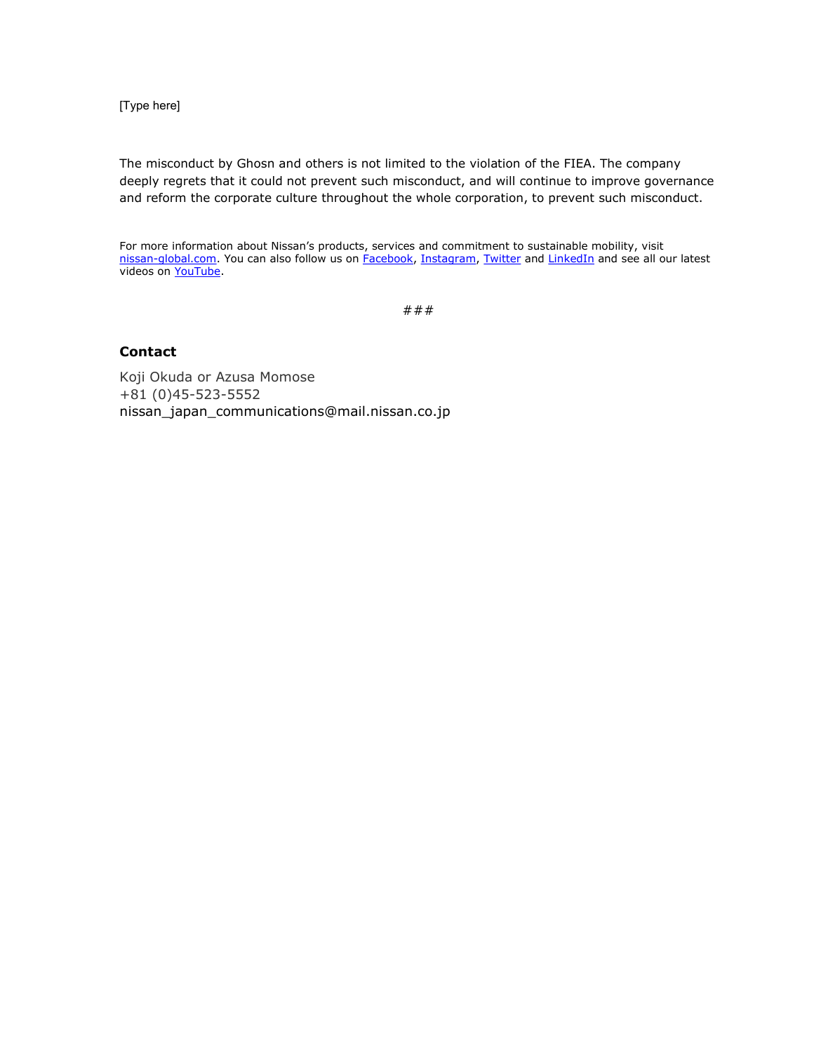[Type here]

The misconduct by Ghosn and others is not limited to the violation of the FIEA. The company deeply regrets that it could not prevent such misconduct, and will continue to improve governance and reform the corporate culture throughout the whole corporation, to prevent such misconduct.

For more information about Nissan's products, services and commitment to sustainable mobility, visit nissan-global.com. You can also follow us on Facebook, Instagram, Twitter and LinkedIn and see all our latest videos on YouTube.

###

**Contact**

Koji Okuda or Azusa Momose
+81 (0)45-523-5552
nissan_japan_communications@mail.nissan.co.jp